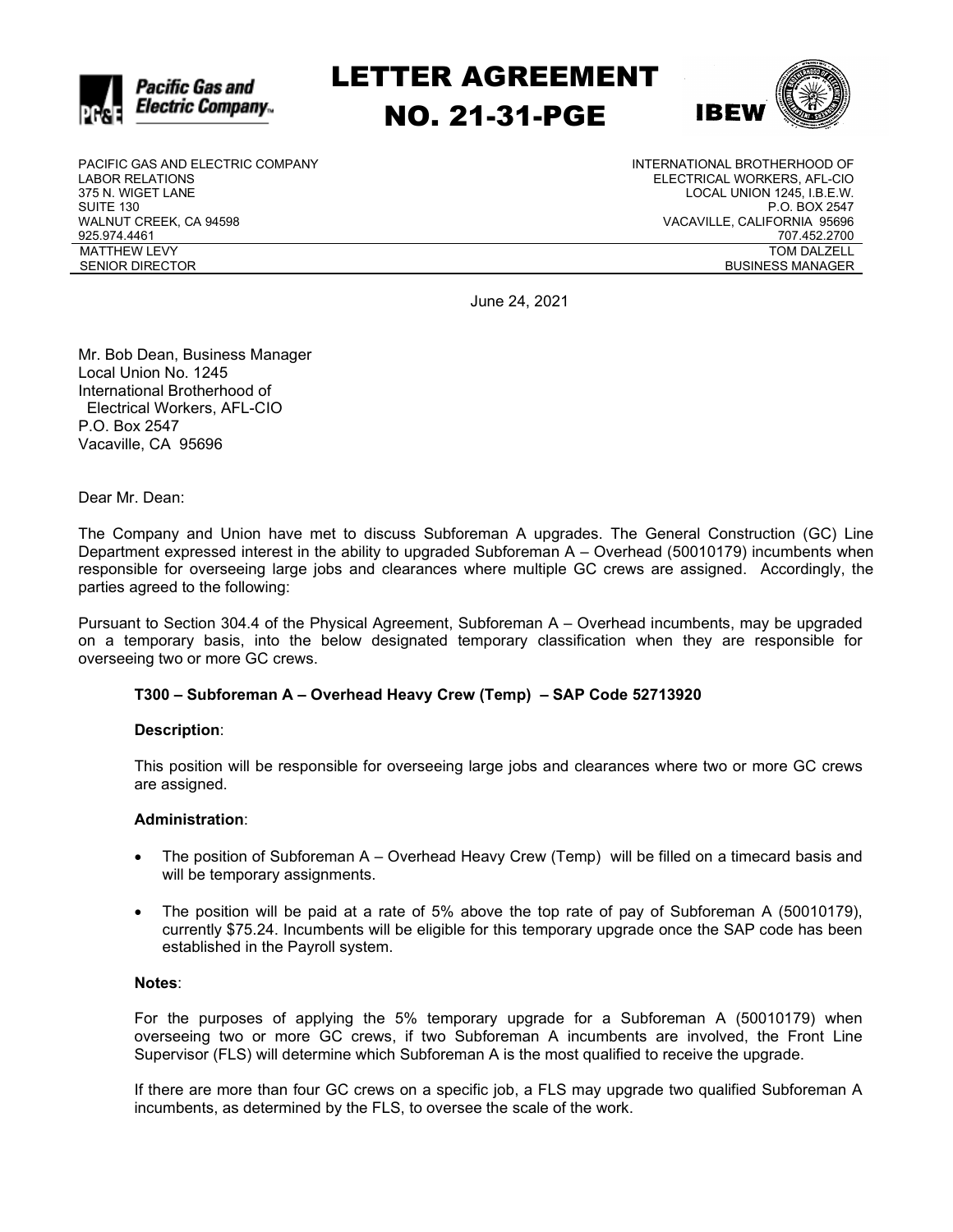# LETTER AGREEMENT NO. 21-31-PGE

PACIFIC GAS AND ELECTRIC COMPANY
LABOR RELATIONS
375 N. WIGET LANE
SUITE 130
WALNUT CREEK, CA 94598
925.974.4461
MATTHEW LEVY
SENIOR DIRECTOR

INTERNATIONAL BROTHERHOOD OF
ELECTRICAL WORKERS, AFL-CIO
LOCAL UNION 1245, I.B.E.W.
P.O. BOX 2547
VACAVILLE, CALIFORNIA 95696
707.452.2700
TOM DALZELL
BUSINESS MANAGER

June 24, 2021

Mr. Bob Dean, Business Manager
Local Union No. 1245
International Brotherhood of
Electrical Workers, AFL-CIO
P.O. Box 2547
Vacaville, CA 95696

Dear Mr. Dean:

The Company and Union have met to discuss Subforeman A upgrades. The General Construction (GC) Line Department expressed interest in the ability to upgraded Subforeman A – Overhead (50010179) incumbents when responsible for overseeing large jobs and clearances where multiple GC crews are assigned. Accordingly, the parties agreed to the following:

Pursuant to Section 304.4 of the Physical Agreement, Subforeman A – Overhead incumbents, may be upgraded on a temporary basis, into the below designated temporary classification when they are responsible for overseeing two or more GC crews.

**T300 – Subforeman A – Overhead Heavy Crew (Temp) – SAP Code 52713920**

**Description**:

This position will be responsible for overseeing large jobs and clearances where two or more GC crews are assigned.

**Administration**:

- The position of Subforeman A – Overhead Heavy Crew (Temp) will be filled on a timecard basis and will be temporary assignments.
- The position will be paid at a rate of 5% above the top rate of pay of Subforeman A (50010179), currently $75.24. Incumbents will be eligible for this temporary upgrade once the SAP code has been established in the Payroll system.

**Notes**:

For the purposes of applying the 5% temporary upgrade for a Subforeman A (50010179) when overseeing two or more GC crews, if two Subforeman A incumbents are involved, the Front Line Supervisor (FLS) will determine which Subforeman A is the most qualified to receive the upgrade.

If there are more than four GC crews on a specific job, a FLS may upgrade two qualified Subforeman A incumbents, as determined by the FLS, to oversee the scale of the work.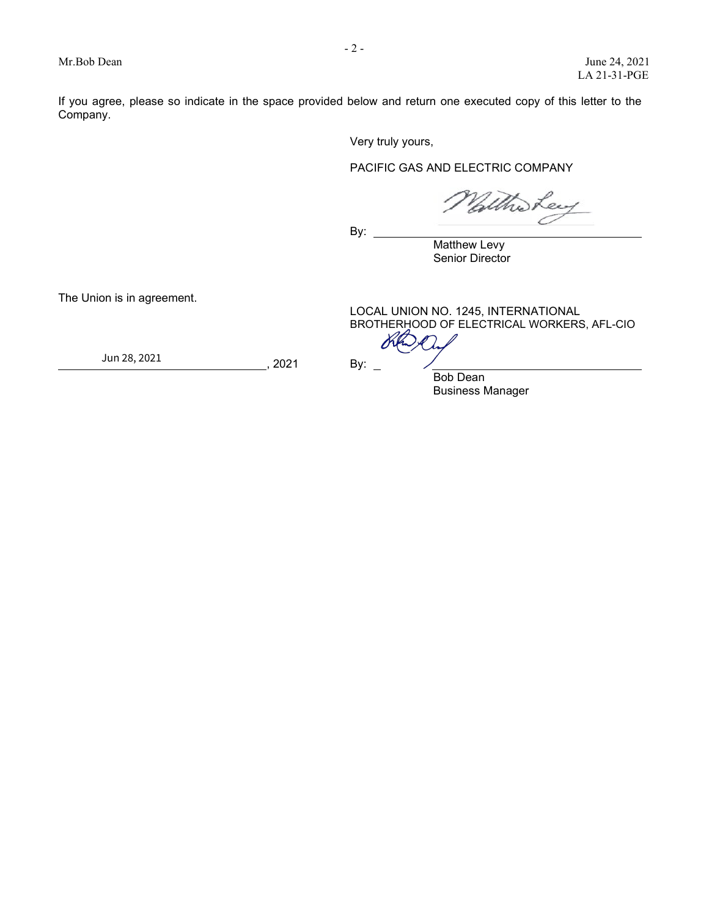Mr.Bob Dean

June 24, 2021
LA 21-31-PGE

If you agree, please so indicate in the space provided below and return one executed copy of this letter to the Company.

Very truly yours,

PACIFIC GAS AND ELECTRIC COMPANY

By: ______________________
Matthew Levy
Senior Director

The Union is in agreement.

LOCAL UNION NO. 1245, INTERNATIONAL BROTHERHOOD OF ELECTRICAL WORKERS, AFL-CIO

Jun 28, 2021, 2021

By: ______________________
Bob Dean
Business Manager